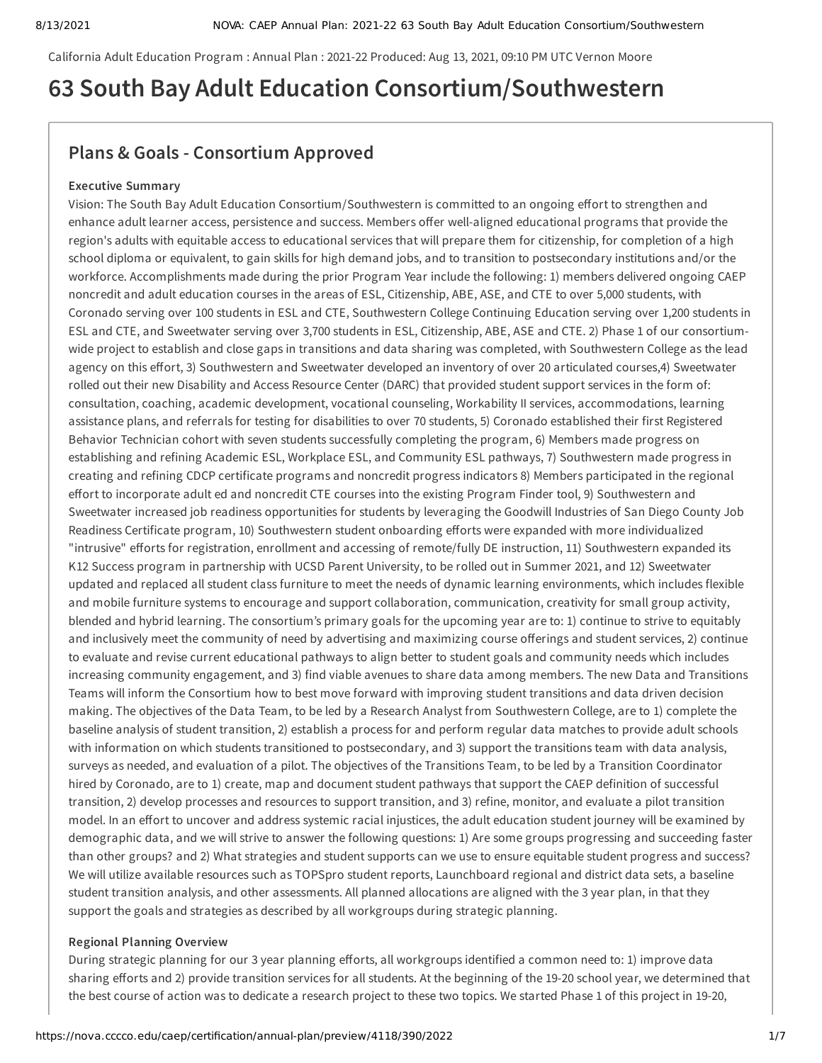California Adult Education Program : Annual Plan : 2021-22 Produced: Aug 13, 2021, 09:10 PM UTC Vernon Moore

# 63 South Bay Adult Education Consortium/Southwestern

## Plans & Goals - Consortium Approved

### Executive Summary

Vision: The South Bay Adult Education Consortium/Southwestern is committed to an ongoing effort to strengthen and enhance adult learner access, persistence and success. Members offer well-aligned educational programs that provide the region's adults with equitable access to educational services that will prepare them for citizenship, for completion of a high school diploma or equivalent, to gain skills for high demand jobs, and to transition to postsecondary institutions and/or the workforce. Accomplishments made during the prior Program Year include the following: 1) members delivered ongoing CAEP noncredit and adult education courses in the areas of ESL, Citizenship, ABE, ASE, and CTE to over 5,000 students, with Coronado serving over 100 students in ESL and CTE, Southwestern College Continuing Education serving over 1,200 students in ESL and CTE, and Sweetwater serving over 3,700 students in ESL, Citizenship, ABE, ASE and CTE. 2) Phase 1 of our consortium-wide project to establish and close gaps in transitions and data sharing was completed, with Southwestern College as the lead agency on this effort, 3) Southwestern and Sweetwater developed an inventory of over 20 articulated courses,4) Sweetwater rolled out their new Disability and Access Resource Center (DARC) that provided student support services in the form of: consultation, coaching, academic development, vocational counseling, Workability II services, accommodations, learning assistance plans, and referrals for testing for disabilities to over 70 students, 5) Coronado established their first Registered Behavior Technician cohort with seven students successfully completing the program, 6) Members made progress on establishing and refining Academic ESL, Workplace ESL, and Community ESL pathways, 7) Southwestern made progress in creating and refining CDCP certificate programs and noncredit progress indicators 8) Members participated in the regional effort to incorporate adult ed and noncredit CTE courses into the existing Program Finder tool, 9) Southwestern and Sweetwater increased job readiness opportunities for students by leveraging the Goodwill Industries of San Diego County Job Readiness Certificate program, 10) Southwestern student onboarding efforts were expanded with more individualized "intrusive" efforts for registration, enrollment and accessing of remote/fully DE instruction, 11) Southwestern expanded its K12 Success program in partnership with UCSD Parent University, to be rolled out in Summer 2021, and 12) Sweetwater updated and replaced all student class furniture to meet the needs of dynamic learning environments, which includes flexible and mobile furniture systems to encourage and support collaboration, communication, creativity for small group activity, blended and hybrid learning. The consortium's primary goals for the upcoming year are to: 1) continue to strive to equitably and inclusively meet the community of need by advertising and maximizing course offerings and student services, 2) continue to evaluate and revise current educational pathways to align better to student goals and community needs which includes increasing community engagement, and 3) find viable avenues to share data among members. The new Data and Transitions Teams will inform the Consortium how to best move forward with improving student transitions and data driven decision making. The objectives of the Data Team, to be led by a Research Analyst from Southwestern College, are to 1) complete the baseline analysis of student transition, 2) establish a process for and perform regular data matches to provide adult schools with information on which students transitioned to postsecondary, and 3) support the transitions team with data analysis, surveys as needed, and evaluation of a pilot. The objectives of the Transitions Team, to be led by a Transition Coordinator hired by Coronado, are to 1) create, map and document student pathways that support the CAEP definition of successful transition, 2) develop processes and resources to support transition, and 3) refine, monitor, and evaluate a pilot transition model. In an effort to uncover and address systemic racial injustices, the adult education student journey will be examined by demographic data, and we will strive to answer the following questions: 1) Are some groups progressing and succeeding faster than other groups? and 2) What strategies and student supports can we use to ensure equitable student progress and success? We will utilize available resources such as TOPSpro student reports, Launchboard regional and district data sets, a baseline student transition analysis, and other assessments. All planned allocations are aligned with the 3 year plan, in that they support the goals and strategies as described by all workgroups during strategic planning.

### Regional Planning Overview

During strategic planning for our 3 year planning efforts, all workgroups identified a common need to: 1) improve data sharing efforts and 2) provide transition services for all students. At the beginning of the 19-20 school year, we determined that the best course of action was to dedicate a research project to these two topics. We started Phase 1 of this project in 19-20,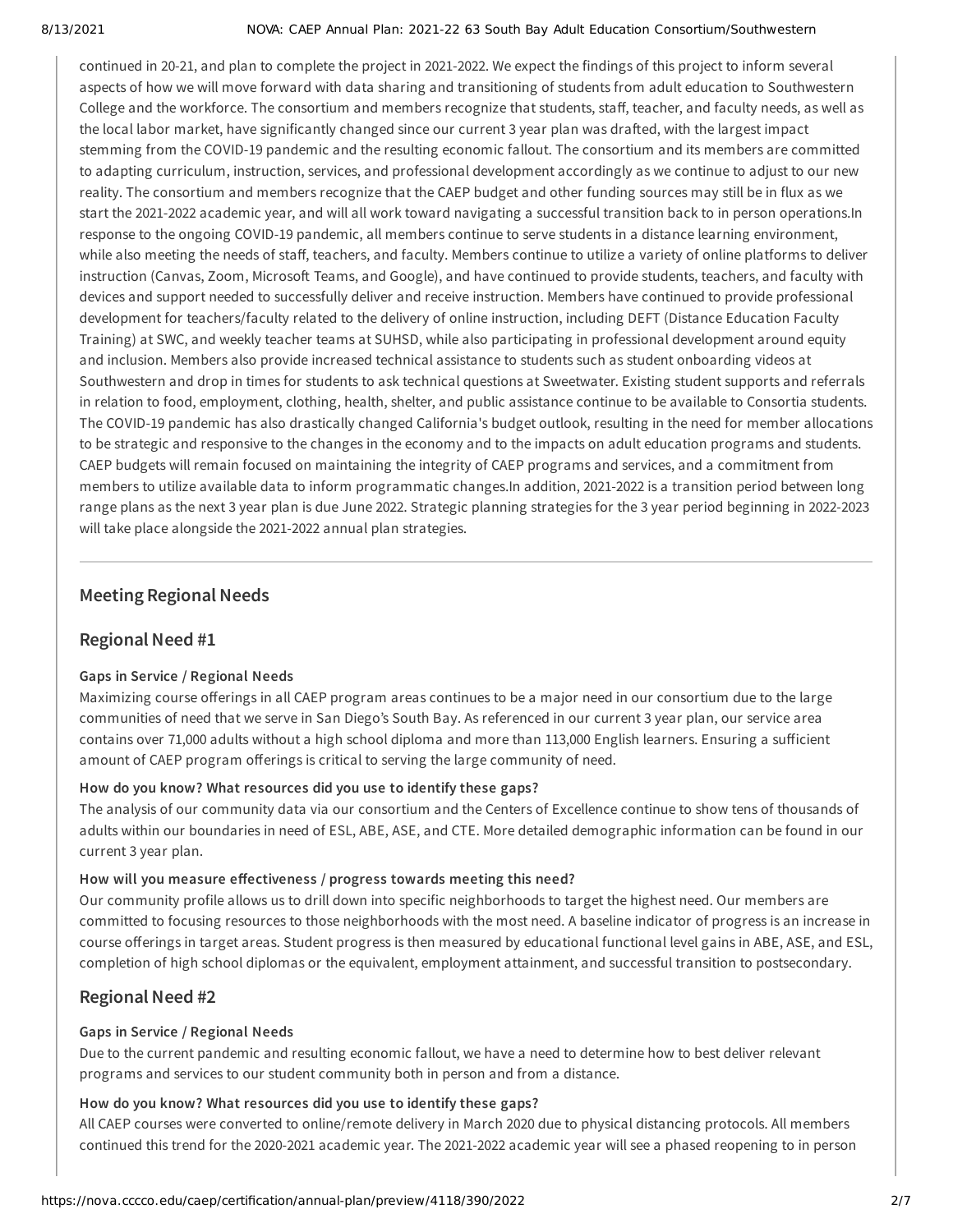continued in 20-21, and plan to complete the project in 2021-2022. We expect the findings of this project to inform several aspects of how we will move forward with data sharing and transitioning of students from adult education to Southwestern College and the workforce. The consortium and members recognize that students, staff, teacher, and faculty needs, as well as the local labor market, have significantly changed since our current 3 year plan was drafted, with the largest impact stemming from the COVID-19 pandemic and the resulting economic fallout. The consortium and its members are committed to adapting curriculum, instruction, services, and professional development accordingly as we continue to adjust to our new reality. The consortium and members recognize that the CAEP budget and other funding sources may still be in flux as we start the 2021-2022 academic year, and will all work toward navigating a successful transition back to in person operations.In response to the ongoing COVID-19 pandemic, all members continue to serve students in a distance learning environment, while also meeting the needs of staff, teachers, and faculty. Members continue to utilize a variety of online platforms to deliver instruction (Canvas, Zoom, Microsoft Teams, and Google), and have continued to provide students, teachers, and faculty with devices and support needed to successfully deliver and receive instruction. Members have continued to provide professional development for teachers/faculty related to the delivery of online instruction, including DEFT (Distance Education Faculty Training) at SWC, and weekly teacher teams at SUHSD, while also participating in professional development around equity and inclusion. Members also provide increased technical assistance to students such as student onboarding videos at Southwestern and drop in times for students to ask technical questions at Sweetwater. Existing student supports and referrals in relation to food, employment, clothing, health, shelter, and public assistance continue to be available to Consortia students. The COVID-19 pandemic has also drastically changed California's budget outlook, resulting in the need for member allocations to be strategic and responsive to the changes in the economy and to the impacts on adult education programs and students. CAEP budgets will remain focused on maintaining the integrity of CAEP programs and services, and a commitment from members to utilize available data to inform programmatic changes.In addition, 2021-2022 is a transition period between long range plans as the next 3 year plan is due June 2022. Strategic planning strategies for the 3 year period beginning in 2022-2023 will take place alongside the 2021-2022 annual plan strategies.

---

## Meeting Regional Needs

## Regional Need #1

#### Gaps in Service / Regional Needs

Maximizing course offerings in all CAEP program areas continues to be a major need in our consortium due to the large communities of need that we serve in San Diego's South Bay. As referenced in our current 3 year plan, our service area contains over 71,000 adults without a high school diploma and more than 113,000 English learners. Ensuring a sufficient amount of CAEP program offerings is critical to serving the large community of need.

#### How do you know? What resources did you use to identify these gaps?

The analysis of our community data via our consortium and the Centers of Excellence continue to show tens of thousands of adults within our boundaries in need of ESL, ABE, ASE, and CTE. More detailed demographic information can be found in our current 3 year plan.

#### How will you measure effectiveness / progress towards meeting this need?

Our community profile allows us to drill down into specific neighborhoods to target the highest need. Our members are committed to focusing resources to those neighborhoods with the most need. A baseline indicator of progress is an increase in course offerings in target areas. Student progress is then measured by educational functional level gains in ABE, ASE, and ESL, completion of high school diplomas or the equivalent, employment attainment, and successful transition to postsecondary.

## Regional Need #2

#### Gaps in Service / Regional Needs

Due to the current pandemic and resulting economic fallout, we have a need to determine how to best deliver relevant programs and services to our student community both in person and from a distance.

#### How do you know? What resources did you use to identify these gaps?

All CAEP courses were converted to online/remote delivery in March 2020 due to physical distancing protocols. All members continued this trend for the 2020-2021 academic year. The 2021-2022 academic year will see a phased reopening to in person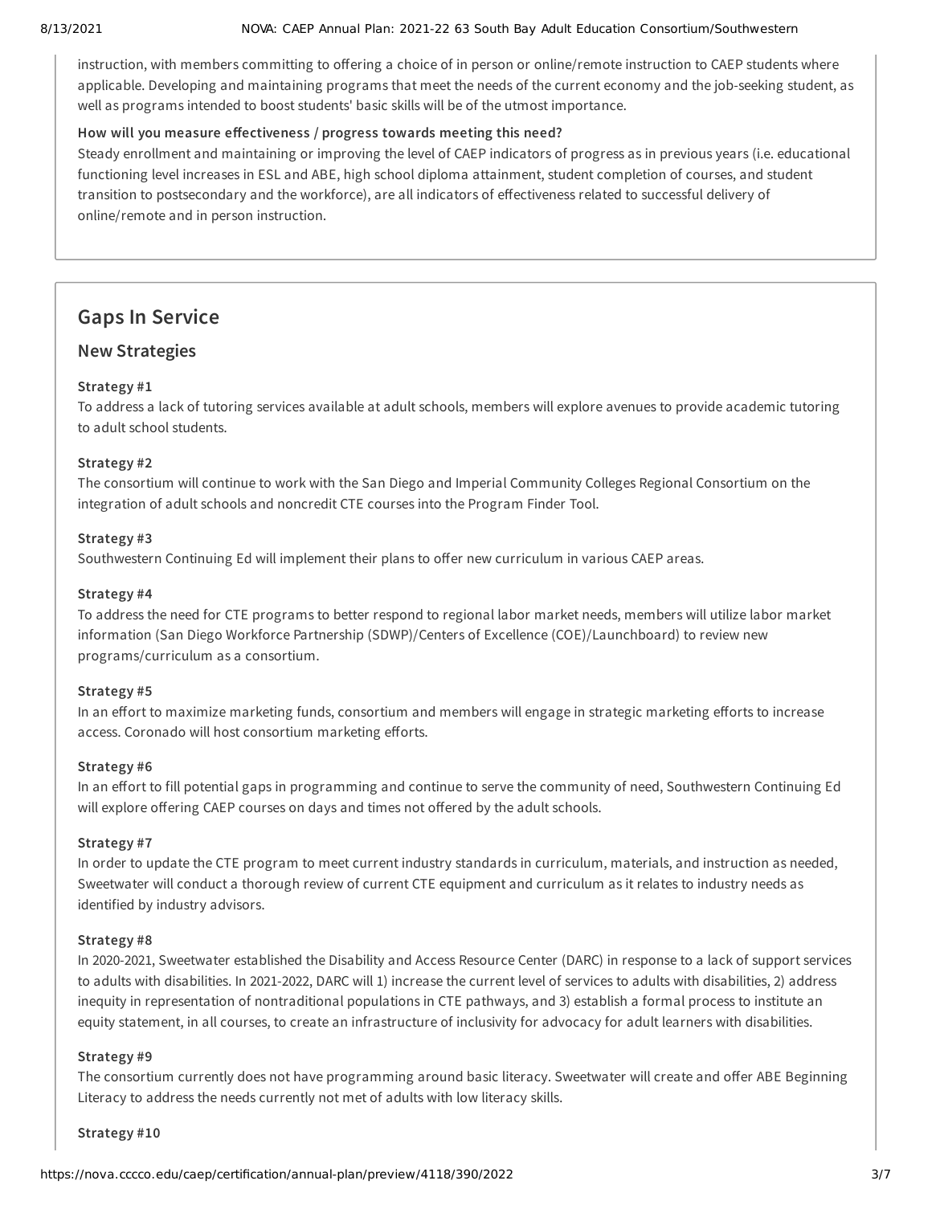instruction, with members committing to offering a choice of in person or online/remote instruction to CAEP students where applicable. Developing and maintaining programs that meet the needs of the current economy and the job-seeking student, as well as programs intended to boost students' basic skills will be of the utmost importance.

**How will you measure effectiveness / progress towards meeting this need?**

Steady enrollment and maintaining or improving the level of CAEP indicators of progress as in previous years (i.e. educational functioning level increases in ESL and ABE, high school diploma attainment, student completion of courses, and student transition to postsecondary and the workforce), are all indicators of effectiveness related to successful delivery of online/remote and in person instruction.

## Gaps In Service

### New Strategies

**Strategy #1**

To address a lack of tutoring services available at adult schools, members will explore avenues to provide academic tutoring to adult school students.

**Strategy #2**

The consortium will continue to work with the San Diego and Imperial Community Colleges Regional Consortium on the integration of adult schools and noncredit CTE courses into the Program Finder Tool.

**Strategy #3**

Southwestern Continuing Ed will implement their plans to offer new curriculum in various CAEP areas.

**Strategy #4**

To address the need for CTE programs to better respond to regional labor market needs, members will utilize labor market information (San Diego Workforce Partnership (SDWP)/Centers of Excellence (COE)/Launchboard) to review new programs/curriculum as a consortium.

**Strategy #5**

In an effort to maximize marketing funds, consortium and members will engage in strategic marketing efforts to increase access. Coronado will host consortium marketing efforts.

**Strategy #6**

In an effort to fill potential gaps in programming and continue to serve the community of need, Southwestern Continuing Ed will explore offering CAEP courses on days and times not offered by the adult schools.

**Strategy #7**

In order to update the CTE program to meet current industry standards in curriculum, materials, and instruction as needed, Sweetwater will conduct a thorough review of current CTE equipment and curriculum as it relates to industry needs as identified by industry advisors.

**Strategy #8**

In 2020-2021, Sweetwater established the Disability and Access Resource Center (DARC) in response to a lack of support services to adults with disabilities. In 2021-2022, DARC will 1) increase the current level of services to adults with disabilities, 2) address inequity in representation of nontraditional populations in CTE pathways, and 3) establish a formal process to institute an equity statement, in all courses, to create an infrastructure of inclusivity for advocacy for adult learners with disabilities.

**Strategy #9**

The consortium currently does not have programming around basic literacy. Sweetwater will create and offer ABE Beginning Literacy to address the needs currently not met of adults with low literacy skills.

**Strategy #10**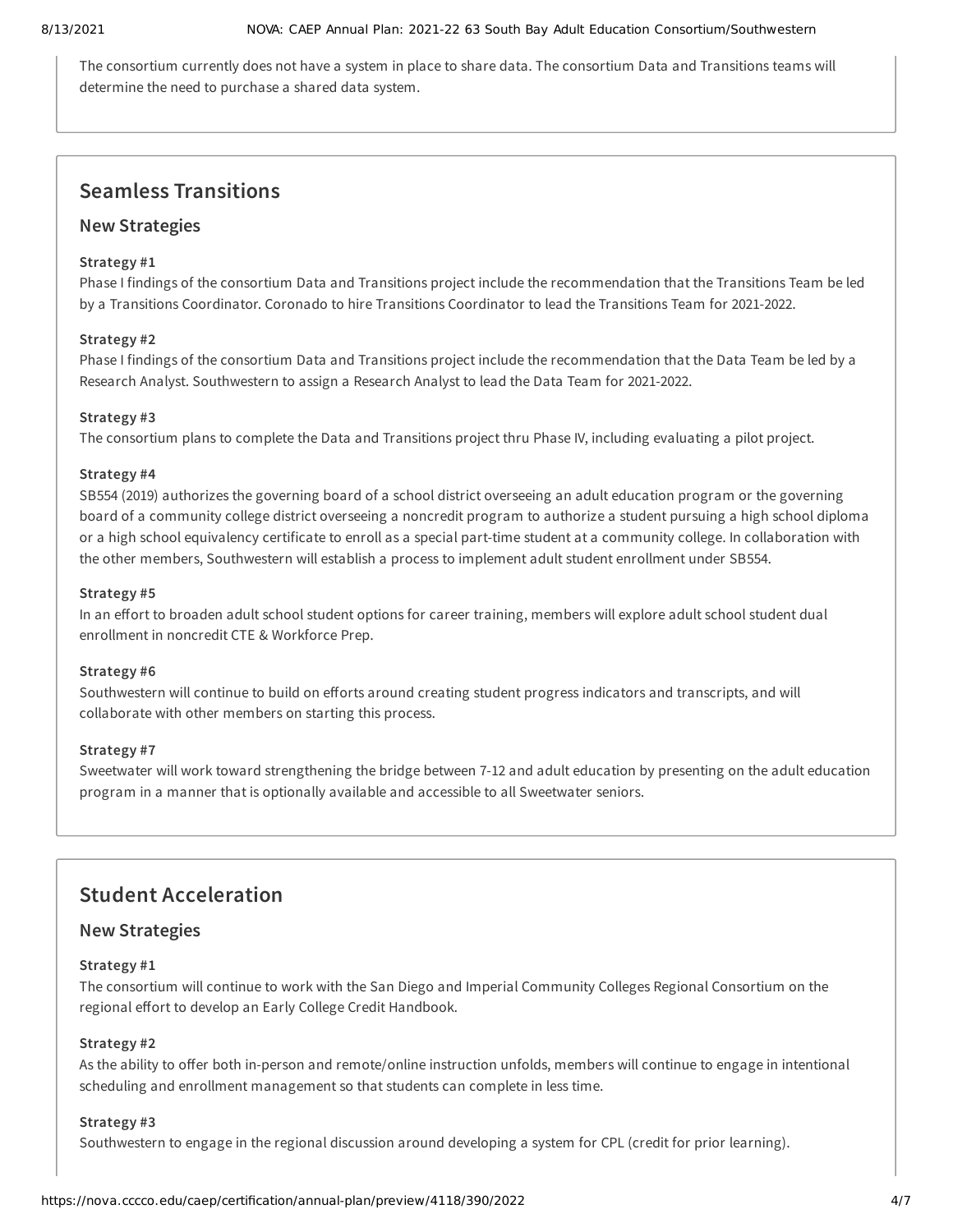The consortium currently does not have a system in place to share data. The consortium Data and Transitions teams will determine the need to purchase a shared data system.

## Seamless Transitions

### New Strategies

**Strategy #1**

Phase I findings of the consortium Data and Transitions project include the recommendation that the Transitions Team be led by a Transitions Coordinator. Coronado to hire Transitions Coordinator to lead the Transitions Team for 2021-2022.

**Strategy #2**

Phase I findings of the consortium Data and Transitions project include the recommendation that the Data Team be led by a Research Analyst. Southwestern to assign a Research Analyst to lead the Data Team for 2021-2022.

**Strategy #3**

The consortium plans to complete the Data and Transitions project thru Phase IV, including evaluating a pilot project.

**Strategy #4**

SB554 (2019) authorizes the governing board of a school district overseeing an adult education program or the governing board of a community college district overseeing a noncredit program to authorize a student pursuing a high school diploma or a high school equivalency certificate to enroll as a special part-time student at a community college. In collaboration with the other members, Southwestern will establish a process to implement adult student enrollment under SB554.

**Strategy #5**

In an effort to broaden adult school student options for career training, members will explore adult school student dual enrollment in noncredit CTE & Workforce Prep.

**Strategy #6**

Southwestern will continue to build on efforts around creating student progress indicators and transcripts, and will collaborate with other members on starting this process.

**Strategy #7**

Sweetwater will work toward strengthening the bridge between 7-12 and adult education by presenting on the adult education program in a manner that is optionally available and accessible to all Sweetwater seniors.

## Student Acceleration

### New Strategies

**Strategy #1**

The consortium will continue to work with the San Diego and Imperial Community Colleges Regional Consortium on the regional effort to develop an Early College Credit Handbook.

**Strategy #2**

As the ability to offer both in-person and remote/online instruction unfolds, members will continue to engage in intentional scheduling and enrollment management so that students can complete in less time.

**Strategy #3**

Southwestern to engage in the regional discussion around developing a system for CPL (credit for prior learning).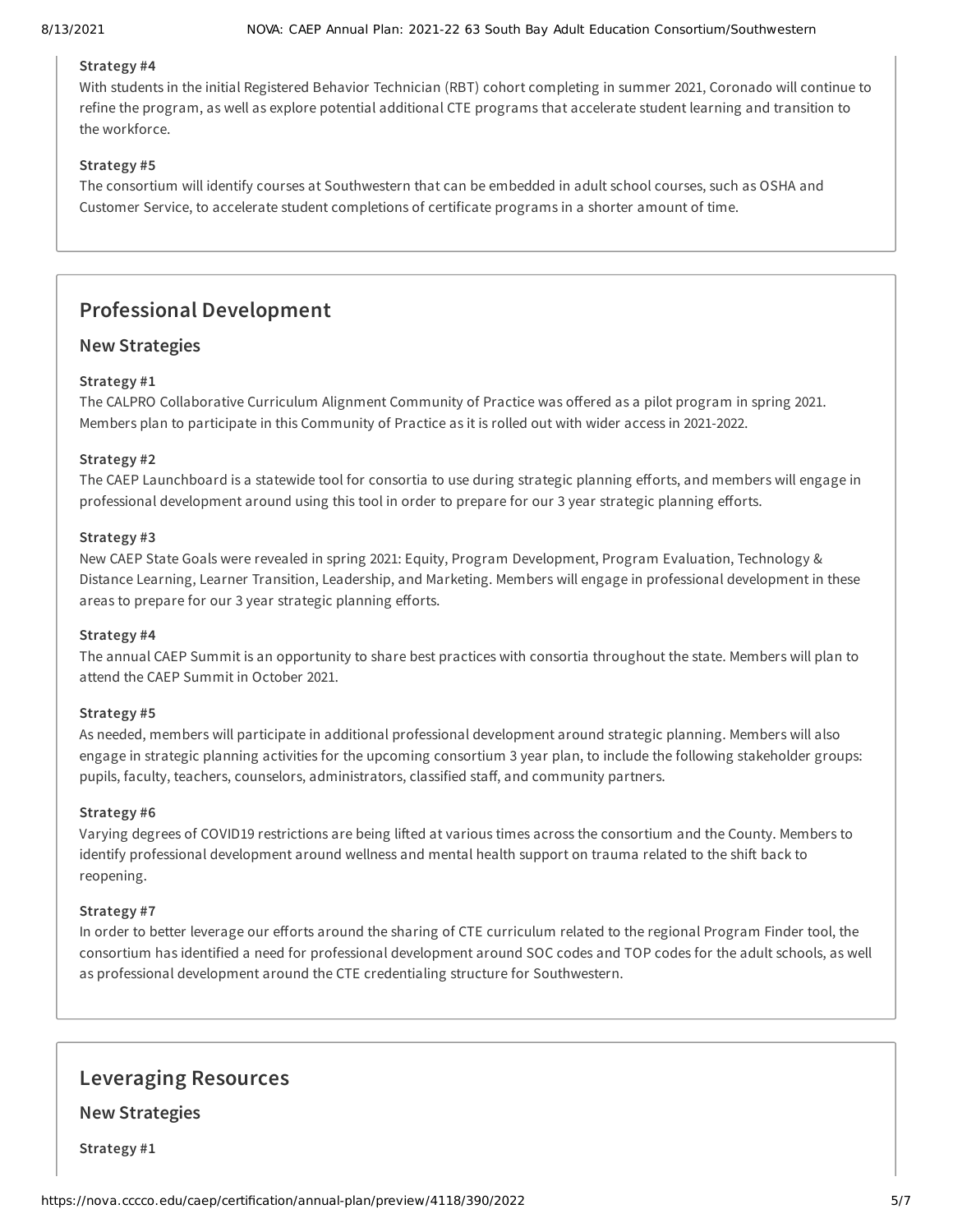**Strategy #4**

With students in the initial Registered Behavior Technician (RBT) cohort completing in summer 2021, Coronado will continue to refine the program, as well as explore potential additional CTE programs that accelerate student learning and transition to the workforce.

**Strategy #5**

The consortium will identify courses at Southwestern that can be embedded in adult school courses, such as OSHA and Customer Service, to accelerate student completions of certificate programs in a shorter amount of time.

## Professional Development

### New Strategies

**Strategy #1**

The CALPRO Collaborative Curriculum Alignment Community of Practice was offered as a pilot program in spring 2021. Members plan to participate in this Community of Practice as it is rolled out with wider access in 2021-2022.

**Strategy #2**

The CAEP Launchboard is a statewide tool for consortia to use during strategic planning efforts, and members will engage in professional development around using this tool in order to prepare for our 3 year strategic planning efforts.

**Strategy #3**

New CAEP State Goals were revealed in spring 2021: Equity, Program Development, Program Evaluation, Technology & Distance Learning, Learner Transition, Leadership, and Marketing. Members will engage in professional development in these areas to prepare for our 3 year strategic planning efforts.

**Strategy #4**

The annual CAEP Summit is an opportunity to share best practices with consortia throughout the state. Members will plan to attend the CAEP Summit in October 2021.

**Strategy #5**

As needed, members will participate in additional professional development around strategic planning. Members will also engage in strategic planning activities for the upcoming consortium 3 year plan, to include the following stakeholder groups: pupils, faculty, teachers, counselors, administrators, classified staff, and community partners.

**Strategy #6**

Varying degrees of COVID19 restrictions are being lifted at various times across the consortium and the County. Members to identify professional development around wellness and mental health support on trauma related to the shift back to reopening.

**Strategy #7**

In order to better leverage our efforts around the sharing of CTE curriculum related to the regional Program Finder tool, the consortium has identified a need for professional development around SOC codes and TOP codes for the adult schools, as well as professional development around the CTE credentialing structure for Southwestern.

## Leveraging Resources

### New Strategies

**Strategy #1**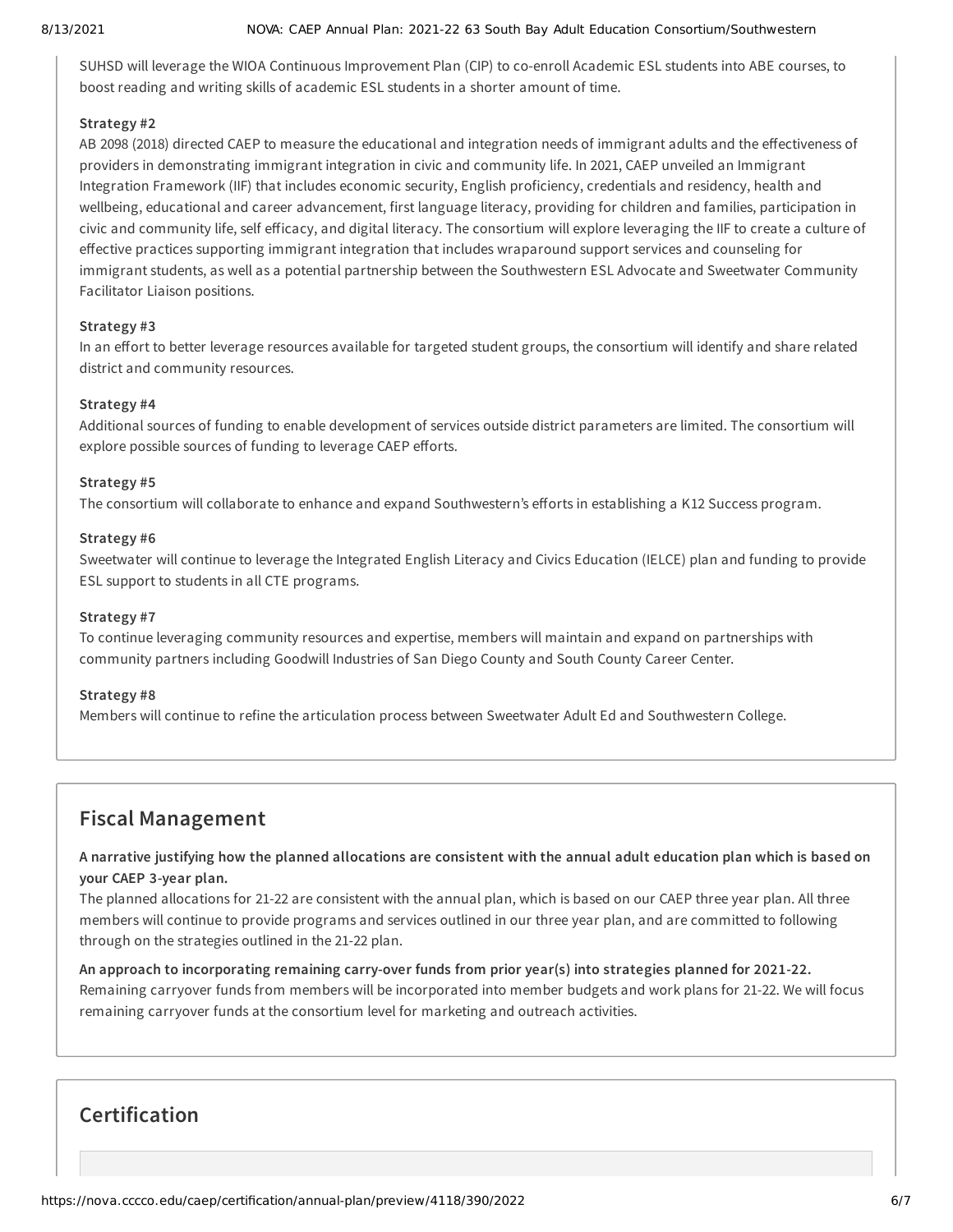SUHSD will leverage the WIOA Continuous Improvement Plan (CIP) to co-enroll Academic ESL students into ABE courses, to boost reading and writing skills of academic ESL students in a shorter amount of time.

**Strategy #2**

AB 2098 (2018) directed CAEP to measure the educational and integration needs of immigrant adults and the effectiveness of providers in demonstrating immigrant integration in civic and community life. In 2021, CAEP unveiled an Immigrant Integration Framework (IIF) that includes economic security, English proficiency, credentials and residency, health and wellbeing, educational and career advancement, first language literacy, providing for children and families, participation in civic and community life, self efficacy, and digital literacy. The consortium will explore leveraging the IIF to create a culture of effective practices supporting immigrant integration that includes wraparound support services and counseling for immigrant students, as well as a potential partnership between the Southwestern ESL Advocate and Sweetwater Community Facilitator Liaison positions.

**Strategy #3**

In an effort to better leverage resources available for targeted student groups, the consortium will identify and share related district and community resources.

**Strategy #4**

Additional sources of funding to enable development of services outside district parameters are limited. The consortium will explore possible sources of funding to leverage CAEP efforts.

**Strategy #5**

The consortium will collaborate to enhance and expand Southwestern's efforts in establishing a K12 Success program.

**Strategy #6**

Sweetwater will continue to leverage the Integrated English Literacy and Civics Education (IELCE) plan and funding to provide ESL support to students in all CTE programs.

**Strategy #7**

To continue leveraging community resources and expertise, members will maintain and expand on partnerships with community partners including Goodwill Industries of San Diego County and South County Career Center.

**Strategy #8**

Members will continue to refine the articulation process between Sweetwater Adult Ed and Southwestern College.

## Fiscal Management

**A narrative justifying how the planned allocations are consistent with the annual adult education plan which is based on your CAEP 3-year plan.**

The planned allocations for 21-22 are consistent with the annual plan, which is based on our CAEP three year plan. All three members will continue to provide programs and services outlined in our three year plan, and are committed to following through on the strategies outlined in the 21-22 plan.

**An approach to incorporating remaining carry-over funds from prior year(s) into strategies planned for 2021-22.**

Remaining carryover funds from members will be incorporated into member budgets and work plans for 21-22. We will focus remaining carryover funds at the consortium level for marketing and outreach activities.

## Certification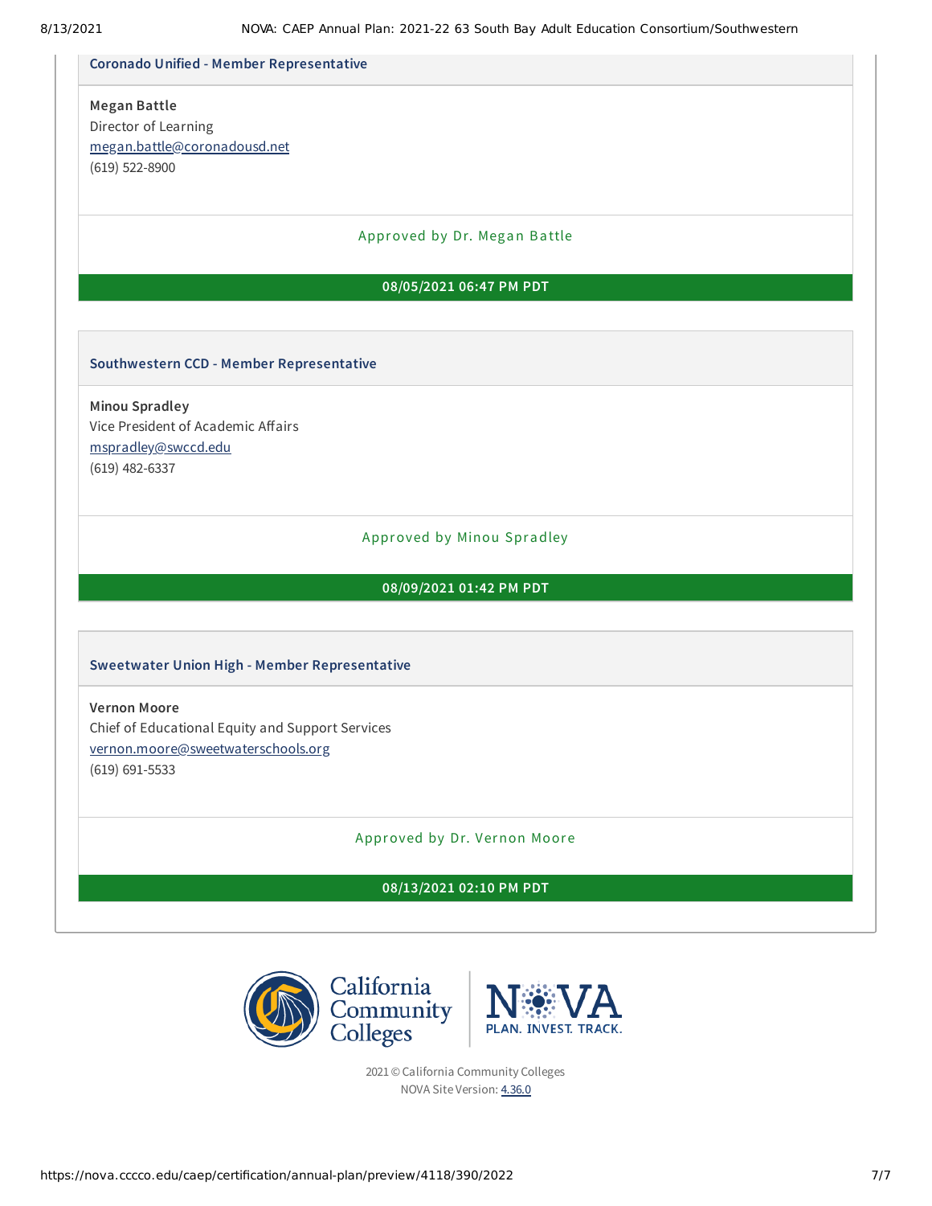**Coronado Unified - Member Representative**

**Megan Battle**
Director of Learning
megan.battle@coronadousd.net
(619) 522-8900

Approved by Dr. Megan Battle

**08/05/2021 06:47 PM PDT**

**Southwestern CCD - Member Representative**

**Minou Spradley**
Vice President of Academic Affairs
mspradley@swccd.edu
(619) 482-6337

Approved by Minou Spradley

**08/09/2021 01:42 PM PDT**

**Sweetwater Union High - Member Representative**

**Vernon Moore**
Chief of Educational Equity and Support Services
vernon.moore@sweetwaterschools.org
(619) 691-5533

Approved by Dr. Vernon Moore

**08/13/2021 02:10 PM PDT**

2021 © California Community Colleges
NOVA Site Version: 4.36.0